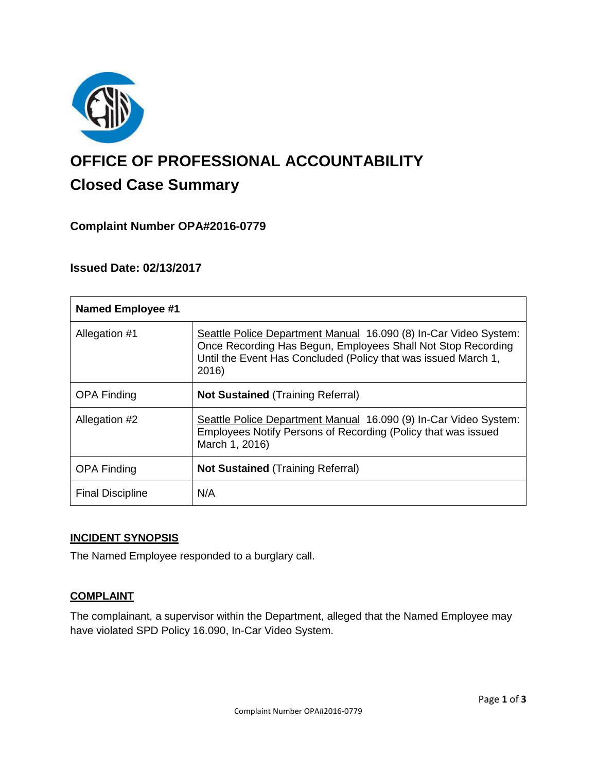# OFFICE OF PROFESSIONAL ACCOUNTABILITY

## Closed Case Summary

### Complaint Number OPA#2016-0779

### Issued Date: 02/13/2017

| Named Employee #1 | |
|---|---|
| Allegation #1 | Seattle Police Department Manual 16.090 (8) In-Car Video System: Once Recording Has Begun, Employees Shall Not Stop Recording Until the Event Has Concluded (Policy that was issued March 1, 2016) |
| OPA Finding | **Not Sustained** (Training Referral) |
| Allegation #2 | Seattle Police Department Manual 16.090 (9) In-Car Video System: Employees Notify Persons of Recording (Policy that was issued March 1, 2016) |
| OPA Finding | **Not Sustained** (Training Referral) |
| Final Discipline | N/A |

**INCIDENT SYNOPSIS**

The Named Employee responded to a burglary call.

**COMPLAINT**

The complainant, a supervisor within the Department, alleged that the Named Employee may have violated SPD Policy 16.090, In-Car Video System.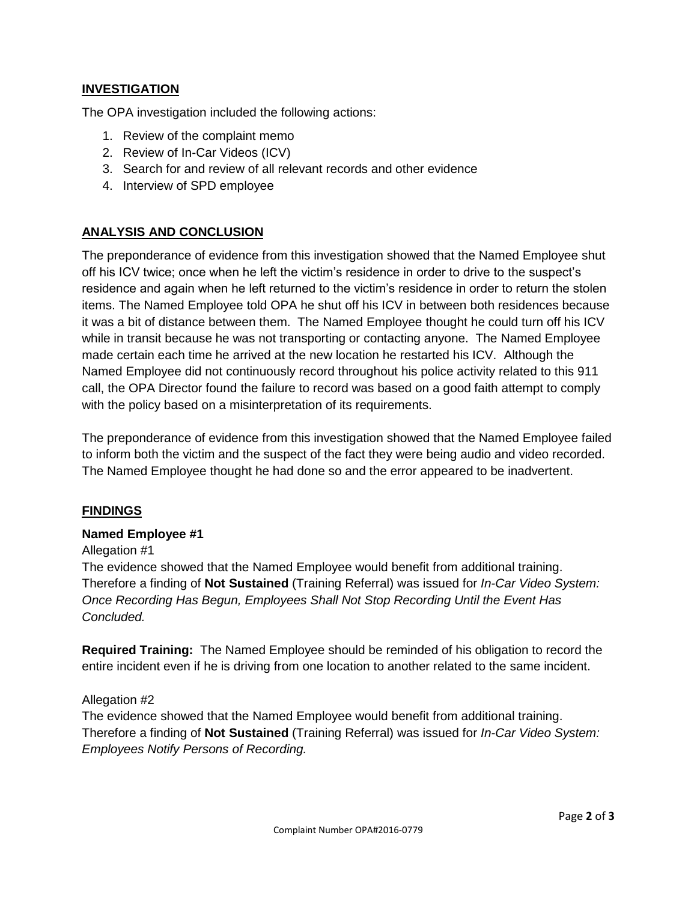## INVESTIGATION

The OPA investigation included the following actions:

1. Review of the complaint memo
2. Review of In-Car Videos (ICV)
3. Search for and review of all relevant records and other evidence
4. Interview of SPD employee

## ANALYSIS AND CONCLUSION

The preponderance of evidence from this investigation showed that the Named Employee shut off his ICV twice; once when he left the victim's residence in order to drive to the suspect's residence and again when he left returned to the victim's residence in order to return the stolen items. The Named Employee told OPA he shut off his ICV in between both residences because it was a bit of distance between them. The Named Employee thought he could turn off his ICV while in transit because he was not transporting or contacting anyone. The Named Employee made certain each time he arrived at the new location he restarted his ICV. Although the Named Employee did not continuously record throughout his police activity related to this 911 call, the OPA Director found the failure to record was based on a good faith attempt to comply with the policy based on a misinterpretation of its requirements.

The preponderance of evidence from this investigation showed that the Named Employee failed to inform both the victim and the suspect of the fact they were being audio and video recorded. The Named Employee thought he had done so and the error appeared to be inadvertent.

## FINDINGS

**Named Employee #1**

Allegation #1

The evidence showed that the Named Employee would benefit from additional training. Therefore a finding of **Not Sustained** (Training Referral) was issued for *In-Car Video System: Once Recording Has Begun, Employees Shall Not Stop Recording Until the Event Has Concluded.*

**Required Training:** The Named Employee should be reminded of his obligation to record the entire incident even if he is driving from one location to another related to the same incident.

Allegation #2

The evidence showed that the Named Employee would benefit from additional training. Therefore a finding of **Not Sustained** (Training Referral) was issued for *In-Car Video System: Employees Notify Persons of Recording.*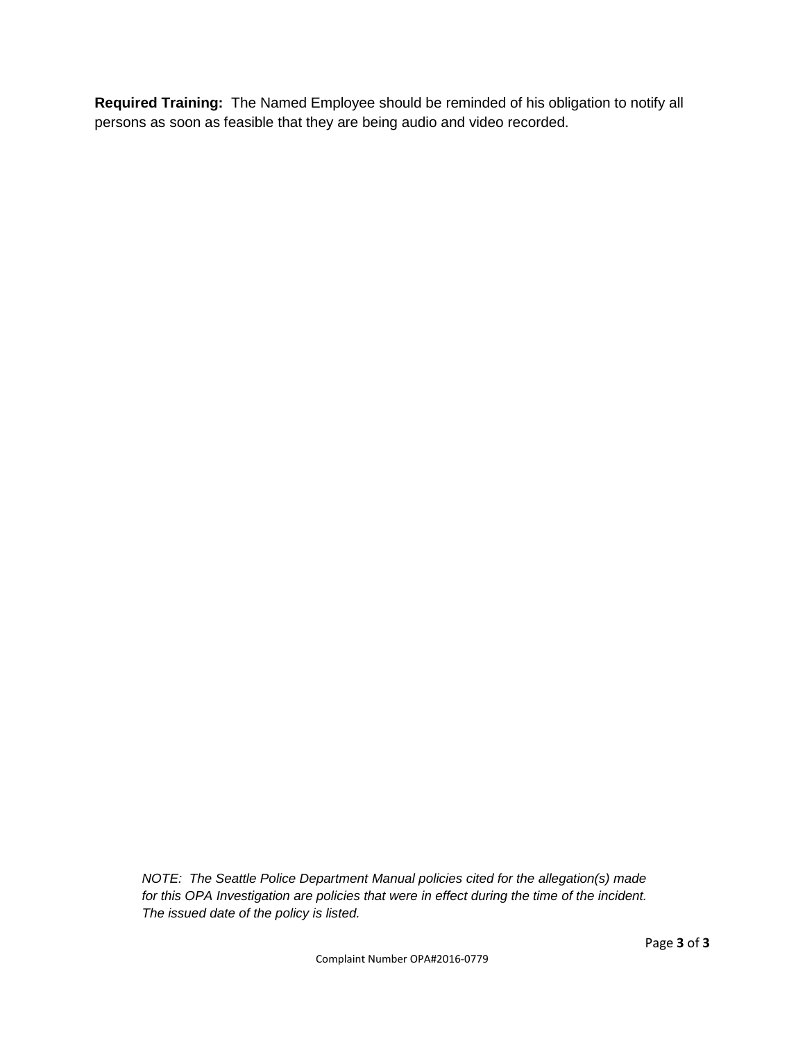**Required Training:** The Named Employee should be reminded of his obligation to notify all persons as soon as feasible that they are being audio and video recorded.

*NOTE: The Seattle Police Department Manual policies cited for the allegation(s) made for this OPA Investigation are policies that were in effect during the time of the incident. The issued date of the policy is listed.*